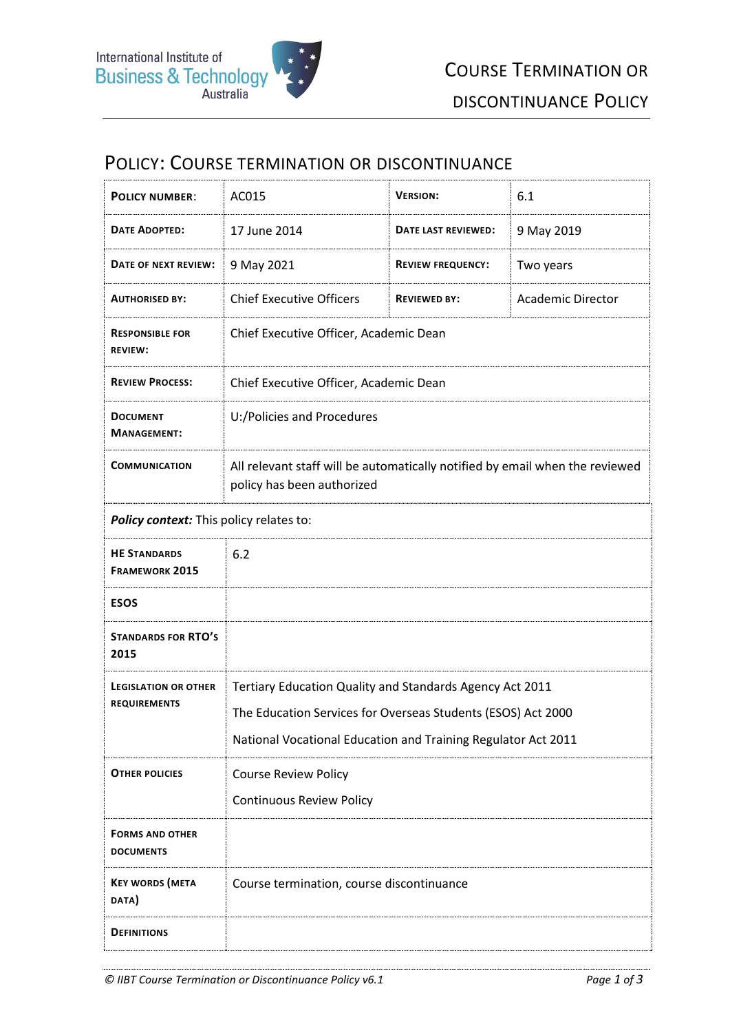# POLICY: COURSE TERMINATION OR DISCONTINUANCE

| | | | |
|---|---|---|---|
| **POLICY NUMBER:** | AC015 | **VERSION:** | 6.1 |
| **DATE ADOPTED:** | 17 June 2014 | **DATE LAST REVIEWED:** | 9 May 2019 |
| **DATE OF NEXT REVIEW:** | 9 May 2021 | **REVIEW FREQUENCY:** | Two years |
| **AUTHORISED BY:** | Chief Executive Officers | **REVIEWED BY:** | Academic Director |
| **RESPONSIBLE FOR REVIEW:** | Chief Executive Officer, Academic Dean | | |
| **REVIEW PROCESS:** | Chief Executive Officer, Academic Dean | | |
| **DOCUMENT MANAGEMENT:** | U:/Policies and Procedures | | |
| **COMMUNICATION** | All relevant staff will be automatically notified by email when the reviewed policy has been authorized | | |
| ***Policy context:*** This policy relates to: | | | |
| **HE STANDARDS FRAMEWORK 2015** | 6.2 | | |
| **ESOS** | | | |
| **STANDARDS FOR RTO'S 2015** | | | |
| **LEGISLATION OR OTHER REQUIREMENTS** | Tertiary Education Quality and Standards Agency Act 2011<br>The Education Services for Overseas Students (ESOS) Act 2000<br>National Vocational Education and Training Regulator Act 2011 | | |
| **OTHER POLICIES** | Course Review Policy<br>Continuous Review Policy | | |
| **FORMS AND OTHER DOCUMENTS** | | | |
| **KEY WORDS (META DATA)** | Course termination, course discontinuance | | |
| **DEFINITIONS** | | | |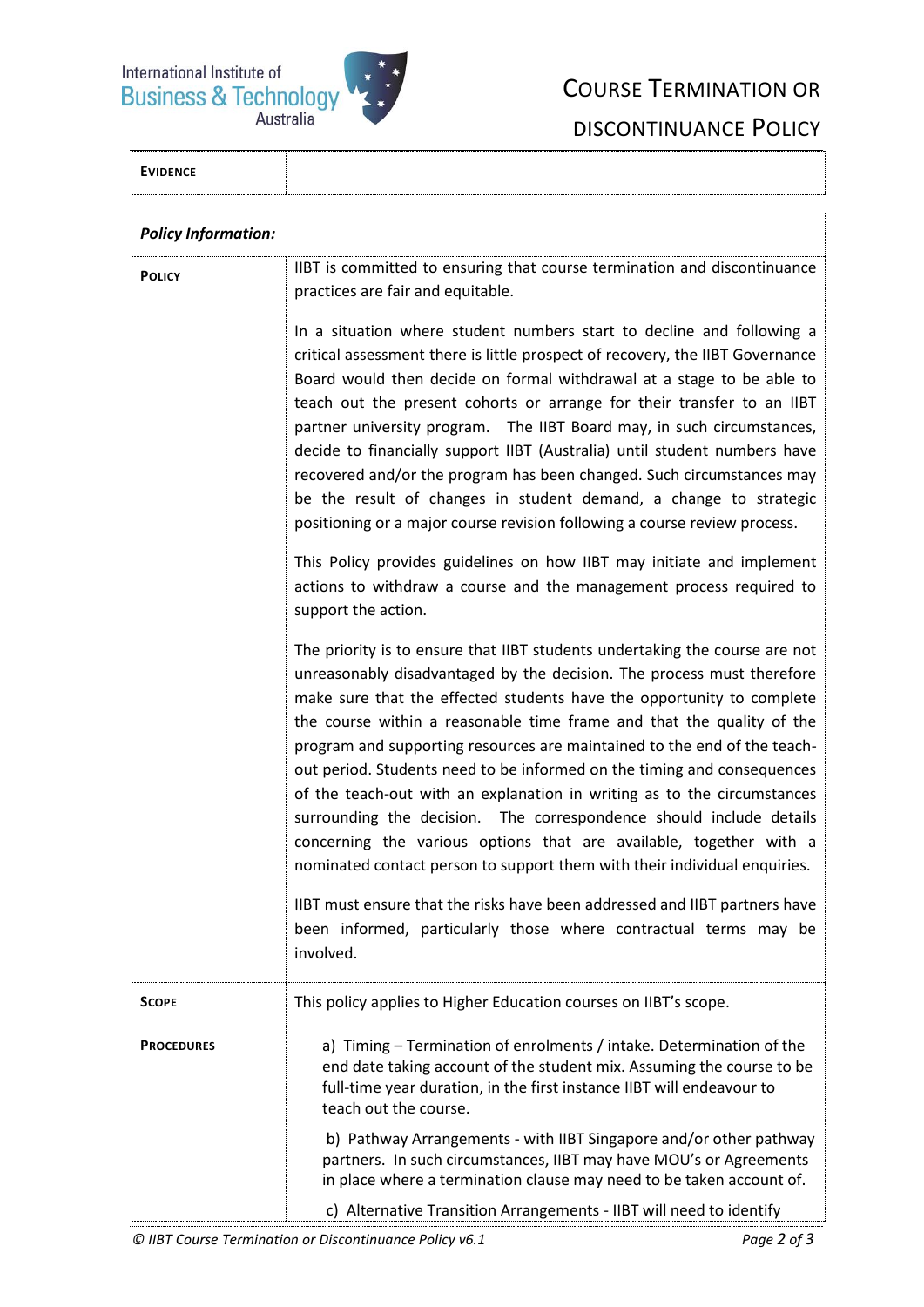| EVIDENCE | |
|---|---|

| **Policy Information:** | |
|---|---|
| **POLICY** | IIBT is committed to ensuring that course termination and discontinuance practices are fair and equitable.<br><br>In a situation where student numbers start to decline and following a critical assessment there is little prospect of recovery, the IIBT Governance Board would then decide on formal withdrawal at a stage to be able to teach out the present cohorts or arrange for their transfer to an IIBT partner university program. The IIBT Board may, in such circumstances, decide to financially support IIBT (Australia) until student numbers have recovered and/or the program has been changed. Such circumstances may be the result of changes in student demand, a change to strategic positioning or a major course revision following a course review process.<br><br>This Policy provides guidelines on how IIBT may initiate and implement actions to withdraw a course and the management process required to support the action.<br><br>The priority is to ensure that IIBT students undertaking the course are not unreasonably disadvantaged by the decision. The process must therefore make sure that the effected students have the opportunity to complete the course within a reasonable time frame and that the quality of the program and supporting resources are maintained to the end of the teach-out period. Students need to be informed on the timing and consequences of the teach-out with an explanation in writing as to the circumstances surrounding the decision. The correspondence should include details concerning the various options that are available, together with a nominated contact person to support them with their individual enquiries.<br><br>IIBT must ensure that the risks have been addressed and IIBT partners have been informed, particularly those where contractual terms may be involved. |
| **SCOPE** | This policy applies to Higher Education courses on IIBT's scope. |
| **PROCEDURES** | a) Timing – Termination of enrolments / intake. Determination of the end date taking account of the student mix. Assuming the course to be full-time year duration, in the first instance IIBT will endeavour to teach out the course.<br><br>b) Pathway Arrangements - with IIBT Singapore and/or other pathway partners. In such circumstances, IIBT may have MOU's or Agreements in place where a termination clause may need to be taken account of.<br><br>c) Alternative Transition Arrangements - IIBT will need to identify |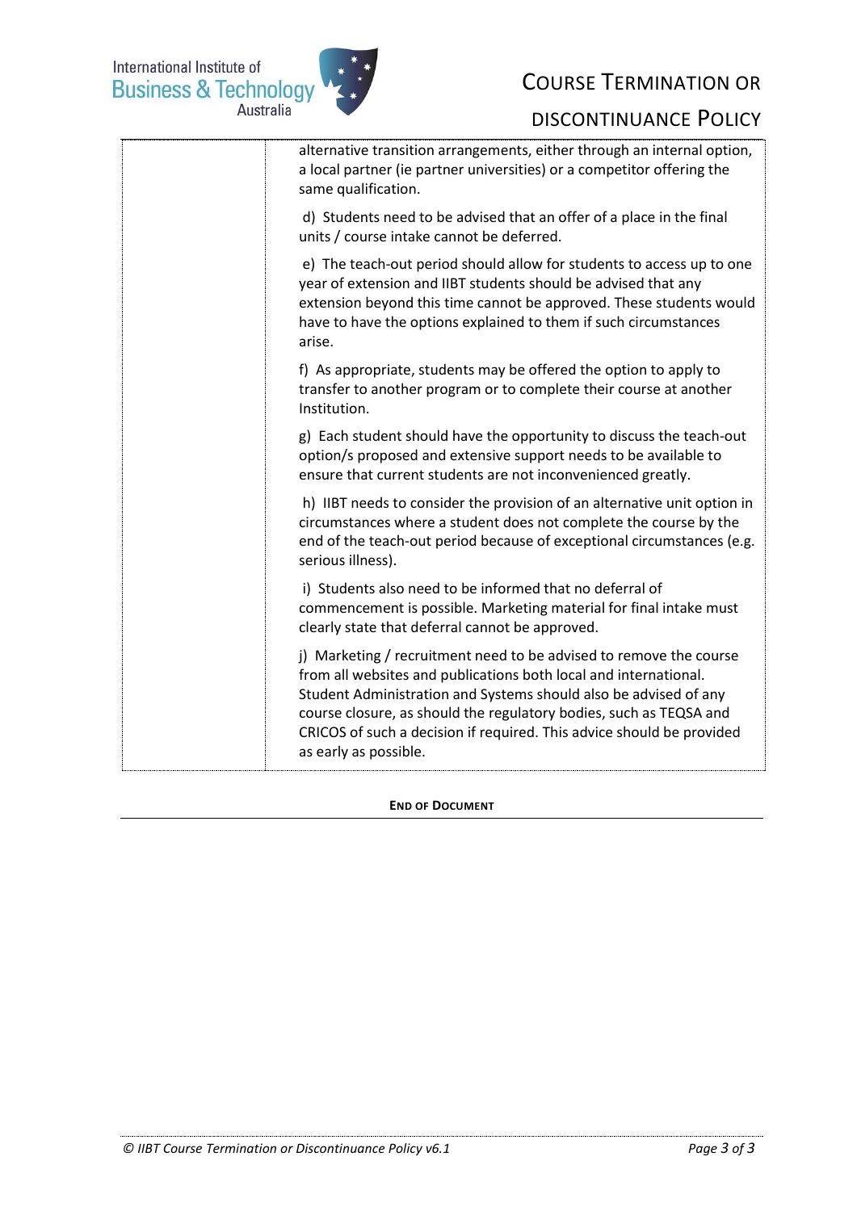| | |
|---|---|
| | alternative transition arrangements, either through an internal option, a local partner (ie partner universities) or a competitor offering the same qualification.<br><br>d) Students need to be advised that an offer of a place in the final units / course intake cannot be deferred.<br><br>e) The teach-out period should allow for students to access up to one year of extension and IIBT students should be advised that any extension beyond this time cannot be approved. These students would have to have the options explained to them if such circumstances arise.<br><br>f) As appropriate, students may be offered the option to apply to transfer to another program or to complete their course at another Institution.<br><br>g) Each student should have the opportunity to discuss the teach-out option/s proposed and extensive support needs to be available to ensure that current students are not inconvenienced greatly.<br><br>h) IIBT needs to consider the provision of an alternative unit option in circumstances where a student does not complete the course by the end of the teach-out period because of exceptional circumstances (e.g. serious illness).<br><br>i) Students also need to be informed that no deferral of commencement is possible. Marketing material for final intake must clearly state that deferral cannot be approved.<br><br>j) Marketing / recruitment need to be advised to remove the course from all websites and publications both local and international. Student Administration and Systems should also be advised of any course closure, as should the regulatory bodies, such as TEQSA and CRICOS of such a decision if required. This advice should be provided as early as possible. |

**END OF DOCUMENT**